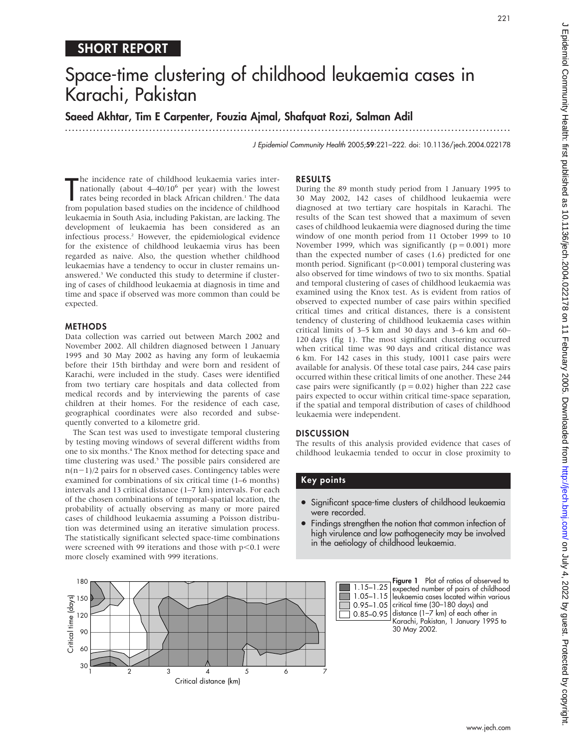## SHORT REPORT

# Space-time clustering of childhood leukaemia cases in Karachi, Pakistan

**Saeed Akhtar, Tim E Carpenter, Fouzia Ajmal, Shafquat Rozi, Salman Adil**

*J Epidemiol Community Health* 2005;**59**:221–222. doi: 10.1136/jech.2004.022178

The incidence rate of childhood leukaemia varies internationally (about 4–40/$10^6$ per year) with the lowest rates being recorded in black African children.[1] The data from population based studies on the incidence of childhood leukaemia in South Asia, including Pakistan, are lacking. The development of leukaemia has been considered as an infectious process.[2] However, the epidemiological evidence for the existence of childhood leukaemia virus has been regarded as naive. Also, the question whether childhood leukaemias have a tendency to occur in cluster remains unanswered.[3] We conducted this study to determine if clustering of cases of childhood leukaemia at diagnosis in time and time and space if observed was more common than could be expected.

## METHODS

Data collection was carried out between March 2002 and November 2002. All children diagnosed between 1 January 1995 and 30 May 2002 as having any form of leukaemia before their 15th birthday and were born and resident of Karachi, were included in the study. Cases were identified from two tertiary care hospitals and data collected from medical records and by interviewing the parents of case children at their homes. For the residence of each case, geographical coordinates were also recorded and subsequently converted to a kilometre grid.

The Scan test was used to investigate temporal clustering by testing moving windows of several different widths from one to six months.[4] The Knox method for detecting space and time clustering was used.[5] The possible pairs considered are $n(n-1)/2$ pairs for n observed cases. Contingency tables were examined for combinations of six critical time (1–6 months) intervals and 13 critical distance (1–7 km) intervals. For each of the chosen combinations of temporal-spatial location, the probability of actually observing as many or more paired cases of childhood leukaemia assuming a Poisson distribution was determined using an iterative simulation process. The statistically significant selected space-time combinations were screened with 99 iterations and those with $p<0.1$ were more closely examined with 999 iterations.

## RESULTS

During the 89 month study period from 1 January 1995 to 30 May 2002, 142 cases of childhood leukaemia were diagnosed at two tertiary care hospitals in Karachi. The results of the Scan test showed that a maximum of seven cases of childhood leukaemia were diagnosed during the time window of one month period from 11 October 1999 to 10 November 1999, which was significantly ($p = 0.001$) more than the expected number of cases (1.6) predicted for one month period. Significant ($p<0.001$) temporal clustering was also observed for time windows of two to six months. Spatial and temporal clustering of cases of childhood leukaemia was examined using the Knox test. As is evident from ratios of observed to expected number of case pairs within specified critical times and critical distances, there is a consistent tendency of clustering of childhood leukaemia cases within critical limits of 3–5 km and 30 days and 3–6 km and 60–120 days (fig 1). The most significant clustering occurred when critical time was 90 days and critical distance was 6 km. For 142 cases in this study, 10011 case pairs were available for analysis. Of these total case pairs, 244 case pairs occurred within these critical limits of one another. These 244 case pairs were significantly ($p = 0.02$) higher than 222 case pairs expected to occur within critical time-space separation, if the spatial and temporal distribution of cases of childhood leukaemia were independent.

## DISCUSSION

The results of this analysis provided evidence that cases of childhood leukaemia tended to occur in close proximity to

### Key points

- Significant space-time clusters of childhood leukaemia were recorded.
- Findings strengthen the notion that common infection of high virulence and low pathogenecity may be involved in the aetiology of childhood leukaemia.

**Figure 1** Plot of ratios of observed to expected number of pairs of childhood leukaemia cases located within various critical time (30–180 days) and distance (1–7 km) of each other in Karachi, Pakistan, 1 January 1995 to 30 May 2002.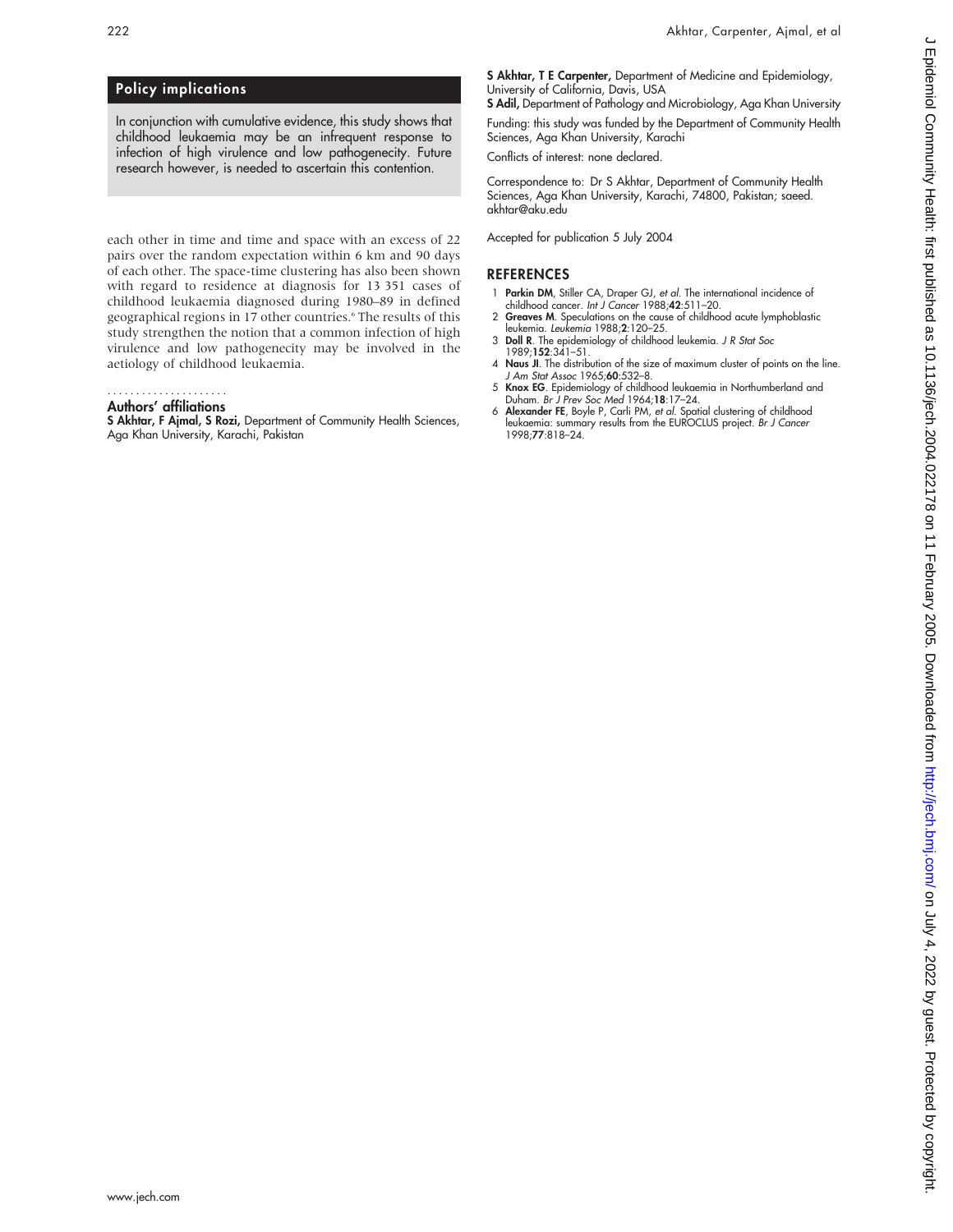## Policy implications

In conjunction with cumulative evidence, this study shows that childhood leukaemia may be an infrequent response to infection of high virulence and low pathogenecity. Future research however, is needed to ascertain this contention.

each other in time and time and space with an excess of 22 pairs over the random expectation within 6 km and 90 days of each other. The space-time clustering has also been shown with regard to residence at diagnosis for 13 351 cases of childhood leukaemia diagnosed during 1980–89 in defined geographical regions in 17 other countries.[6] The results of this study strengthen the notion that a common infection of high virulence and low pathogenecity may be involved in the aetiology of childhood leukaemia.

### Authors' affiliations

**S Akhtar, F Ajmal, S Rozi,** Department of Community Health Sciences, Aga Khan University, Karachi, Pakistan

**S Akhtar, T E Carpenter,** Department of Medicine and Epidemiology, University of California, Davis, USA

**S Adil,** Department of Pathology and Microbiology, Aga Khan University

Funding: this study was funded by the Department of Community Health Sciences, Aga Khan University, Karachi

Conflicts of interest: none declared.

Correspondence to: Dr S Akhtar, Department of Community Health Sciences, Aga Khan University, Karachi, 74800, Pakistan; saeed.akhtar@aku.edu

Accepted for publication 5 July 2004

## REFERENCES

1. **Parkin DM**, Stiller CA, Draper GJ, *et al*. The international incidence of childhood cancer. *Int J Cancer* 1988;**42**:511–20.
2. **Greaves M**. Speculations on the cause of childhood acute lymphoblastic leukemia. *Leukemia* 1988;**2**:120–25.
3. **Doll R**. The epidemiology of childhood leukemia. *J R Stat Soc* 1989;**152**:341–51.
4. **Naus JI**. The distribution of the size of maximum cluster of points on the line. *J Am Stat Assoc* 1965;**60**:532–8.
5. **Knox EG**. Epidemiology of childhood leukaemia in Northumberland and Duham. *Br J Prev Soc Med* 1964;**18**:17–24.
6. **Alexander FE**, Boyle P, Carli PM, *et al*. Spatial clustering of childhood leukaemia: summary results from the EUROCLUS project. *Br J Cancer* 1998;**77**:818–24.